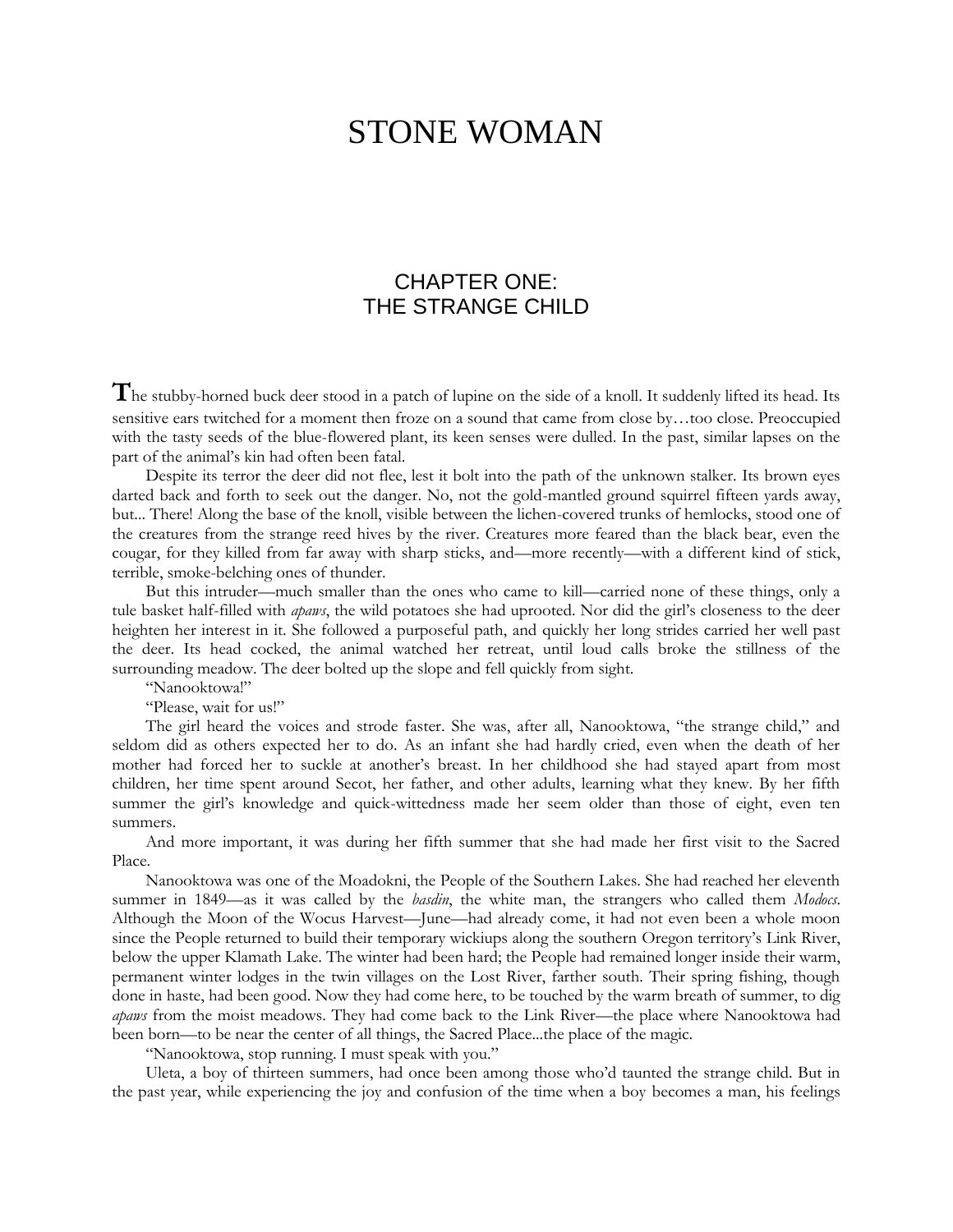# STONE WOMAN

## CHAPTER ONE:
## THE STRANGE CHILD

The stubby-horned buck deer stood in a patch of lupine on the side of a knoll. It suddenly lifted its head. Its sensitive ears twitched for a moment then froze on a sound that came from close by…too close. Preoccupied with the tasty seeds of the blue-flowered plant, its keen senses were dulled. In the past, similar lapses on the part of the animal's kin had often been fatal.

Despite its terror the deer did not flee, lest it bolt into the path of the unknown stalker. Its brown eyes darted back and forth to seek out the danger. No, not the gold-mantled ground squirrel fifteen yards away, but... There! Along the base of the knoll, visible between the lichen-covered trunks of hemlocks, stood one of the creatures from the strange reed hives by the river. Creatures more feared than the black bear, even the cougar, for they killed from far away with sharp sticks, and—more recently—with a different kind of stick, terrible, smoke-belching ones of thunder.

But this intruder—much smaller than the ones who came to kill—carried none of these things, only a tule basket half-filled with *apaws*, the wild potatoes she had uprooted. Nor did the girl's closeness to the deer heighten her interest in it. She followed a purposeful path, and quickly her long strides carried her well past the deer. Its head cocked, the animal watched her retreat, until loud calls broke the stillness of the surrounding meadow. The deer bolted up the slope and fell quickly from sight.

"Nanooktowa!"

"Please, wait for us!"

The girl heard the voices and strode faster. She was, after all, Nanooktowa, "the strange child," and seldom did as others expected her to do. As an infant she had hardly cried, even when the death of her mother had forced her to suckle at another's breast. In her childhood she had stayed apart from most children, her time spent around Secot, her father, and other adults, learning what they knew. By her fifth summer the girl's knowledge and quick-wittedness made her seem older than those of eight, even ten summers.

And more important, it was during her fifth summer that she had made her first visit to the Sacred Place.

Nanooktowa was one of the Moadokni, the People of the Southern Lakes. She had reached her eleventh summer in 1849—as it was called by the *basdin*, the white man, the strangers who called them *Modocs*. Although the Moon of the Wocus Harvest—June—had already come, it had not even been a whole moon since the People returned to build their temporary wickiups along the southern Oregon territory's Link River, below the upper Klamath Lake. The winter had been hard; the People had remained longer inside their warm, permanent winter lodges in the twin villages on the Lost River, farther south. Their spring fishing, though done in haste, had been good. Now they had come here, to be touched by the warm breath of summer, to dig *apaws* from the moist meadows. They had come back to the Link River—the place where Nanooktowa had been born—to be near the center of all things, the Sacred Place...the place of the magic.

"Nanooktowa, stop running. I must speak with you."

Uleta, a boy of thirteen summers, had once been among those who'd taunted the strange child. But in the past year, while experiencing the joy and confusion of the time when a boy becomes a man, his feelings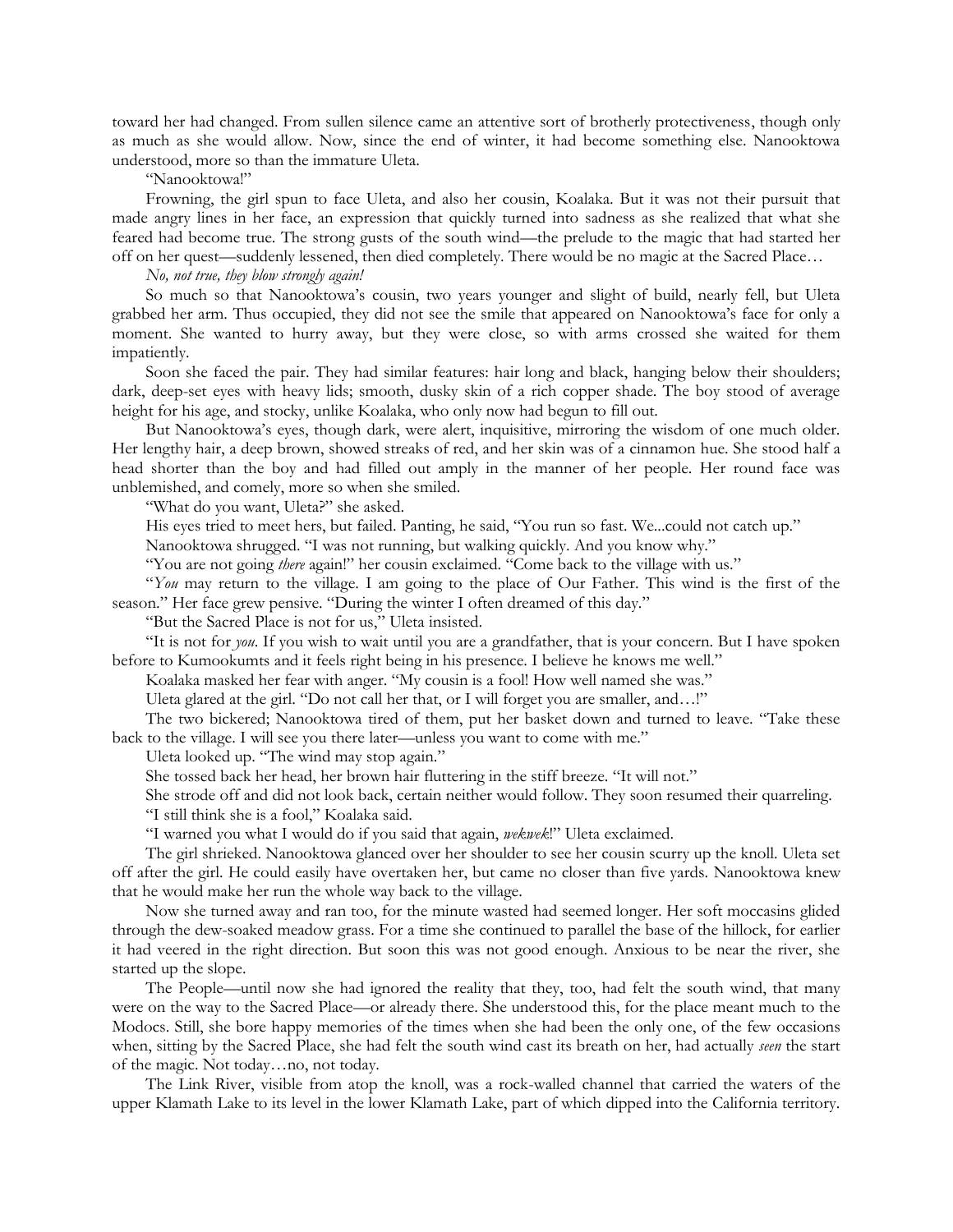toward her had changed. From sullen silence came an attentive sort of brotherly protectiveness, though only as much as she would allow. Now, since the end of winter, it had become something else. Nanooktowa understood, more so than the immature Uleta.

"Nanooktowa!"

Frowning, the girl spun to face Uleta, and also her cousin, Koalaka. But it was not their pursuit that made angry lines in her face, an expression that quickly turned into sadness as she realized that what she feared had become true. The strong gusts of the south wind—the prelude to the magic that had started her off on her quest—suddenly lessened, then died completely. There would be no magic at the Sacred Place…

*No, not true, they blow strongly again!*

So much so that Nanooktowa's cousin, two years younger and slight of build, nearly fell, but Uleta grabbed her arm. Thus occupied, they did not see the smile that appeared on Nanooktowa's face for only a moment. She wanted to hurry away, but they were close, so with arms crossed she waited for them impatiently.

Soon she faced the pair. They had similar features: hair long and black, hanging below their shoulders; dark, deep-set eyes with heavy lids; smooth, dusky skin of a rich copper shade. The boy stood of average height for his age, and stocky, unlike Koalaka, who only now had begun to fill out.

But Nanooktowa's eyes, though dark, were alert, inquisitive, mirroring the wisdom of one much older. Her lengthy hair, a deep brown, showed streaks of red, and her skin was of a cinnamon hue. She stood half a head shorter than the boy and had filled out amply in the manner of her people. Her round face was unblemished, and comely, more so when she smiled.

"What do you want, Uleta?" she asked.

His eyes tried to meet hers, but failed. Panting, he said, "You run so fast. We...could not catch up."

Nanooktowa shrugged. "I was not running, but walking quickly. And you know why."

"You are not going *there* again!" her cousin exclaimed. "Come back to the village with us."

"*You* may return to the village. I am going to the place of Our Father. This wind is the first of the season." Her face grew pensive. "During the winter I often dreamed of this day."

"But the Sacred Place is not for us," Uleta insisted.

"It is not for *you*. If you wish to wait until you are a grandfather, that is your concern. But I have spoken before to Kumookumts and it feels right being in his presence. I believe he knows me well."

Koalaka masked her fear with anger. "My cousin is a fool! How well named she was."

Uleta glared at the girl. "Do not call her that, or I will forget you are smaller, and…!"

The two bickered; Nanooktowa tired of them, put her basket down and turned to leave. "Take these back to the village. I will see you there later—unless you want to come with me."

Uleta looked up. "The wind may stop again."

She tossed back her head, her brown hair fluttering in the stiff breeze. "It will not."

She strode off and did not look back, certain neither would follow. They soon resumed their quarreling.

"I still think she is a fool," Koalaka said.

"I warned you what I would do if you said that again, *wekwek*!" Uleta exclaimed.

The girl shrieked. Nanooktowa glanced over her shoulder to see her cousin scurry up the knoll. Uleta set off after the girl. He could easily have overtaken her, but came no closer than five yards. Nanooktowa knew that he would make her run the whole way back to the village.

Now she turned away and ran too, for the minute wasted had seemed longer. Her soft moccasins glided through the dew-soaked meadow grass. For a time she continued to parallel the base of the hillock, for earlier it had veered in the right direction. But soon this was not good enough. Anxious to be near the river, she started up the slope.

The People—until now she had ignored the reality that they, too, had felt the south wind, that many were on the way to the Sacred Place—or already there. She understood this, for the place meant much to the Modocs. Still, she bore happy memories of the times when she had been the only one, of the few occasions when, sitting by the Sacred Place, she had felt the south wind cast its breath on her, had actually *seen* the start of the magic. Not today…no, not today.

The Link River, visible from atop the knoll, was a rock-walled channel that carried the waters of the upper Klamath Lake to its level in the lower Klamath Lake, part of which dipped into the California territory.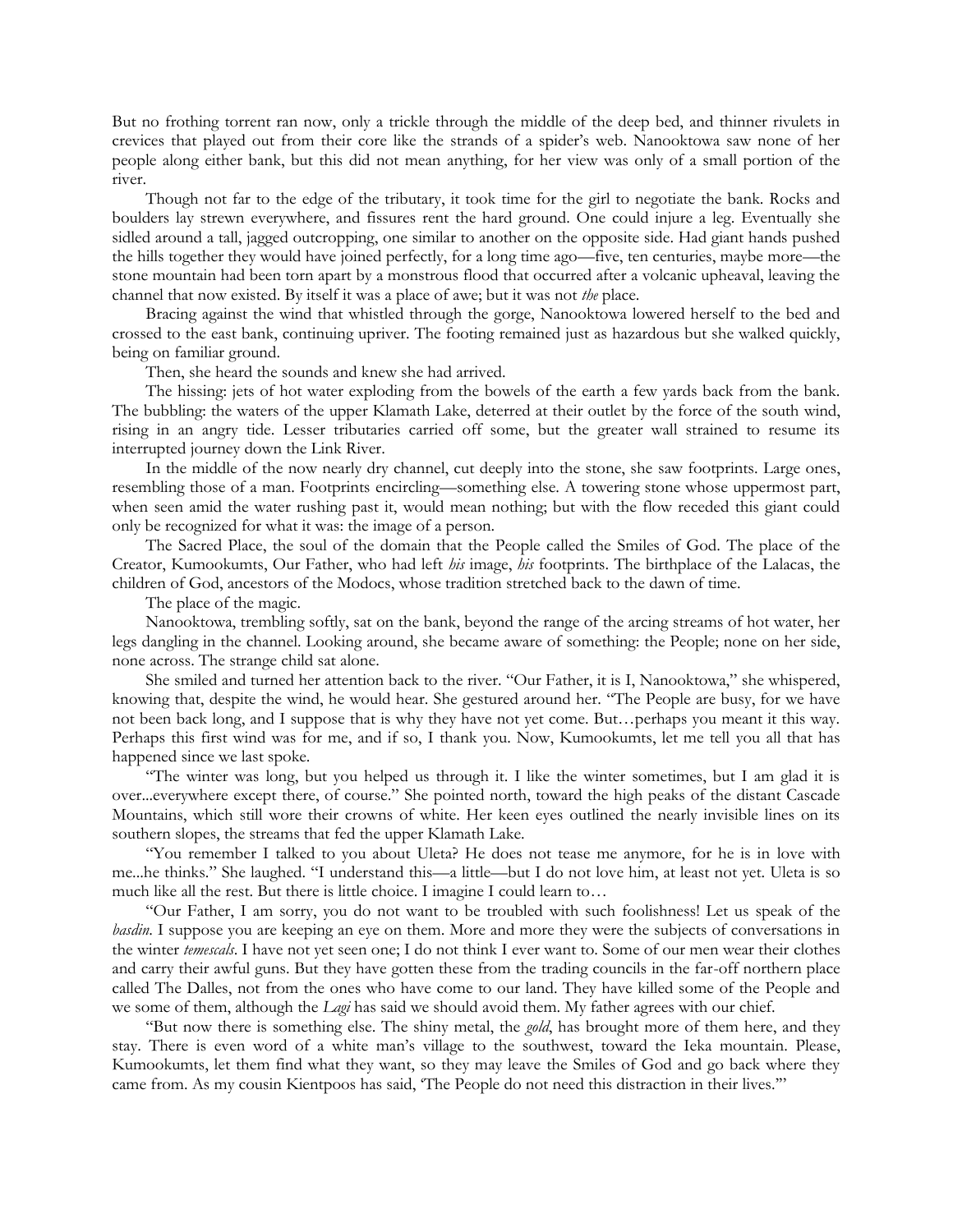But no frothing torrent ran now, only a trickle through the middle of the deep bed, and thinner rivulets in crevices that played out from their core like the strands of a spider's web. Nanooktowa saw none of her people along either bank, but this did not mean anything, for her view was only of a small portion of the river.

Though not far to the edge of the tributary, it took time for the girl to negotiate the bank. Rocks and boulders lay strewn everywhere, and fissures rent the hard ground. One could injure a leg. Eventually she sidled around a tall, jagged outcropping, one similar to another on the opposite side. Had giant hands pushed the hills together they would have joined perfectly, for a long time ago—five, ten centuries, maybe more—the stone mountain had been torn apart by a monstrous flood that occurred after a volcanic upheaval, leaving the channel that now existed. By itself it was a place of awe; but it was not *the* place.

Bracing against the wind that whistled through the gorge, Nanooktowa lowered herself to the bed and crossed to the east bank, continuing upriver. The footing remained just as hazardous but she walked quickly, being on familiar ground.

Then, she heard the sounds and knew she had arrived.

The hissing: jets of hot water exploding from the bowels of the earth a few yards back from the bank. The bubbling: the waters of the upper Klamath Lake, deterred at their outlet by the force of the south wind, rising in an angry tide. Lesser tributaries carried off some, but the greater wall strained to resume its interrupted journey down the Link River.

In the middle of the now nearly dry channel, cut deeply into the stone, she saw footprints. Large ones, resembling those of a man. Footprints encircling—something else. A towering stone whose uppermost part, when seen amid the water rushing past it, would mean nothing; but with the flow receded this giant could only be recognized for what it was: the image of a person.

The Sacred Place, the soul of the domain that the People called the Smiles of God. The place of the Creator, Kumookumts, Our Father, who had left *his* image, *his* footprints. The birthplace of the Lalacas, the children of God, ancestors of the Modocs, whose tradition stretched back to the dawn of time.

The place of the magic.

Nanooktowa, trembling softly, sat on the bank, beyond the range of the arcing streams of hot water, her legs dangling in the channel. Looking around, she became aware of something: the People; none on her side, none across. The strange child sat alone.

She smiled and turned her attention back to the river. "Our Father, it is I, Nanooktowa," she whispered, knowing that, despite the wind, he would hear. She gestured around her. "The People are busy, for we have not been back long, and I suppose that is why they have not yet come. But…perhaps you meant it this way. Perhaps this first wind was for me, and if so, I thank you. Now, Kumookumts, let me tell you all that has happened since we last spoke.

"The winter was long, but you helped us through it. I like the winter sometimes, but I am glad it is over...everywhere except there, of course." She pointed north, toward the high peaks of the distant Cascade Mountains, which still wore their crowns of white. Her keen eyes outlined the nearly invisible lines on its southern slopes, the streams that fed the upper Klamath Lake.

"You remember I talked to you about Uleta? He does not tease me anymore, for he is in love with me...he thinks." She laughed. "I understand this—a little—but I do not love him, at least not yet. Uleta is so much like all the rest. But there is little choice. I imagine I could learn to…

"Our Father, I am sorry, you do not want to be troubled with such foolishness! Let us speak of the *basdin*. I suppose you are keeping an eye on them. More and more they were the subjects of conversations in the winter *temescals*. I have not yet seen one; I do not think I ever want to. Some of our men wear their clothes and carry their awful guns. But they have gotten these from the trading councils in the far-off northern place called The Dalles, not from the ones who have come to our land. They have killed some of the People and we some of them, although the *Lagi* has said we should avoid them. My father agrees with our chief.

"But now there is something else. The shiny metal, the *gold*, has brought more of them here, and they stay. There is even word of a white man's village to the southwest, toward the Ieka mountain. Please, Kumookumts, let them find what they want, so they may leave the Smiles of God and go back where they came from. As my cousin Kientpoos has said, 'The People do not need this distraction in their lives.'"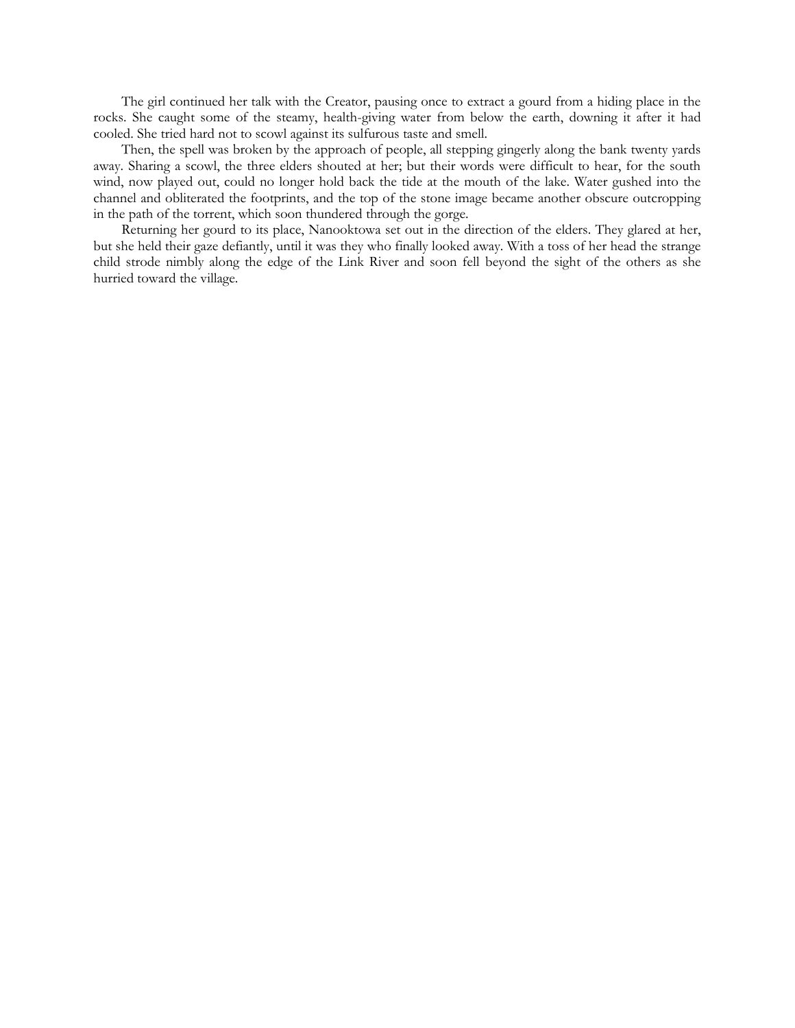The girl continued her talk with the Creator, pausing once to extract a gourd from a hiding place in the rocks. She caught some of the steamy, health-giving water from below the earth, downing it after it had cooled. She tried hard not to scowl against its sulfurous taste and smell.

Then, the spell was broken by the approach of people, all stepping gingerly along the bank twenty yards away. Sharing a scowl, the three elders shouted at her; but their words were difficult to hear, for the south wind, now played out, could no longer hold back the tide at the mouth of the lake. Water gushed into the channel and obliterated the footprints, and the top of the stone image became another obscure outcropping in the path of the torrent, which soon thundered through the gorge.

Returning her gourd to its place, Nanooktowa set out in the direction of the elders. They glared at her, but she held their gaze defiantly, until it was they who finally looked away. With a toss of her head the strange child strode nimbly along the edge of the Link River and soon fell beyond the sight of the others as she hurried toward the village.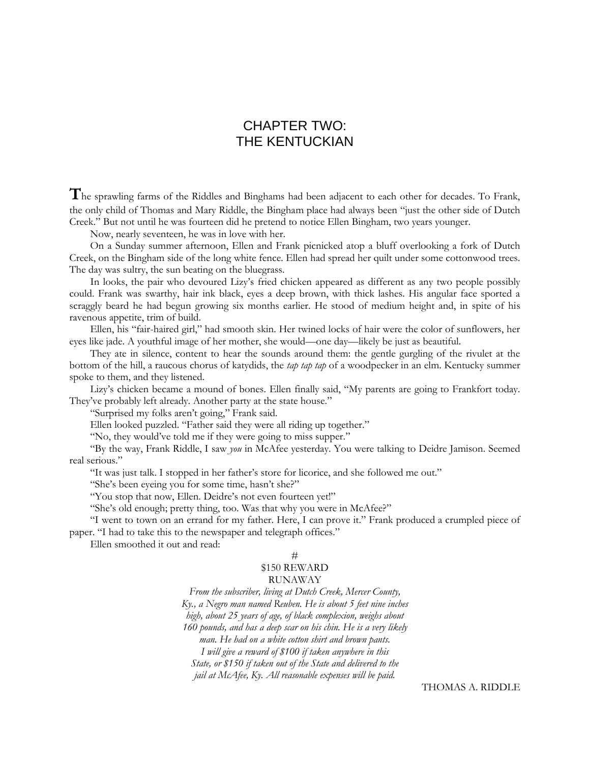# CHAPTER TWO:
# THE KENTUCKIAN

**T**he sprawling farms of the Riddles and Binghams had been adjacent to each other for decades. To Frank, the only child of Thomas and Mary Riddle, the Bingham place had always been "just the other side of Dutch Creek." But not until he was fourteen did he pretend to notice Ellen Bingham, two years younger.

Now, nearly seventeen, he was in love with her.

On a Sunday summer afternoon, Ellen and Frank picnicked atop a bluff overlooking a fork of Dutch Creek, on the Bingham side of the long white fence. Ellen had spread her quilt under some cottonwood trees. The day was sultry, the sun beating on the bluegrass.

In looks, the pair who devoured Lizy's fried chicken appeared as different as any two people possibly could. Frank was swarthy, hair ink black, eyes a deep brown, with thick lashes. His angular face sported a scraggly beard he had begun growing six months earlier. He stood of medium height and, in spite of his ravenous appetite, trim of build.

Ellen, his "fair-haired girl," had smooth skin. Her twined locks of hair were the color of sunflowers, her eyes like jade. A youthful image of her mother, she would—one day—likely be just as beautiful.

They ate in silence, content to hear the sounds around them: the gentle gurgling of the rivulet at the bottom of the hill, a raucous chorus of katydids, the *tap tap tap* of a woodpecker in an elm. Kentucky summer spoke to them, and they listened.

Lizy's chicken became a mound of bones. Ellen finally said, "My parents are going to Frankfort today. They've probably left already. Another party at the state house."

"Surprised my folks aren't going," Frank said.

Ellen looked puzzled. "Father said they were all riding up together."

"No, they would've told me if they were going to miss supper."

"By the way, Frank Riddle, I saw *you* in McAfee yesterday. You were talking to Deidre Jamison. Seemed real serious."

"It was just talk. I stopped in her father's store for licorice, and she followed me out."

"She's been eyeing you for some time, hasn't she?"

"You stop that now, Ellen. Deidre's not even fourteen yet!"

"She's old enough; pretty thing, too. Was that why you were in McAfee?"

"I went to town on an errand for my father. Here, I can prove it." Frank produced a crumpled piece of paper. "I had to take this to the newspaper and telegraph offices."

Ellen smoothed it out and read:

#

$150 REWARD

RUNAWAY

*From the subscriber, living at Dutch Creek, Mercer County, Ky., a Negro man named Reuben. He is about 5 feet nine inches high, about 25 years of age, of black complexion, weighs about 160 pounds, and has a deep scar on his chin. He is a very likely man. He had on a white cotton shirt and brown pants. I will give a reward of $100 if taken anywhere in this State, or $150 if taken out of the State and delivered to the jail at McAfee, Ky. All reasonable expenses will be paid.*

THOMAS A. RIDDLE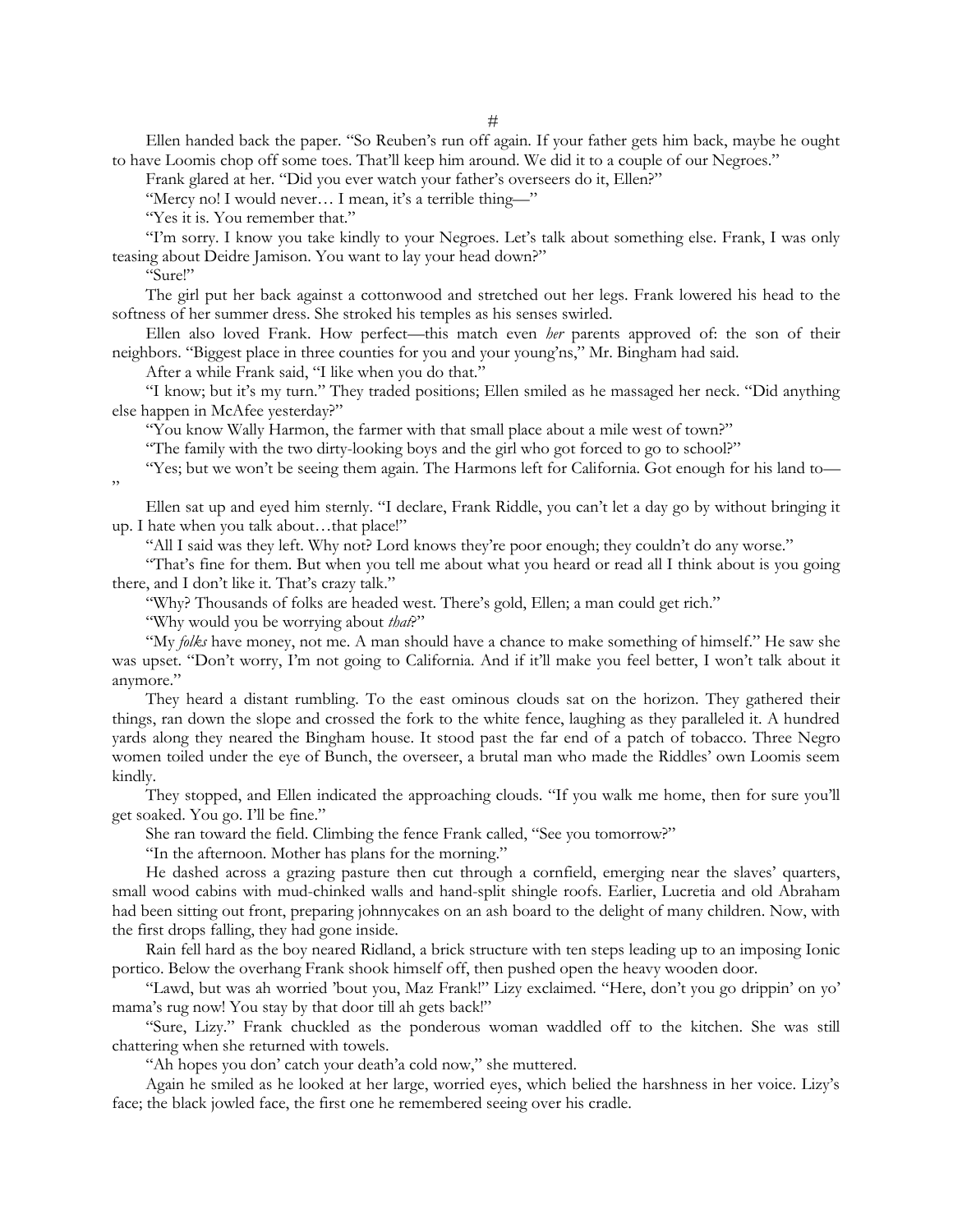#

Ellen handed back the paper. "So Reuben's run off again. If your father gets him back, maybe he ought to have Loomis chop off some toes. That'll keep him around. We did it to a couple of our Negroes."

Frank glared at her. "Did you ever watch your father's overseers do it, Ellen?"

"Mercy no! I would never… I mean, it's a terrible thing—"

"Yes it is. You remember that."

"I'm sorry. I know you take kindly to your Negroes. Let's talk about something else. Frank, I was only teasing about Deidre Jamison. You want to lay your head down?"

"Sure!"

The girl put her back against a cottonwood and stretched out her legs. Frank lowered his head to the softness of her summer dress. She stroked his temples as his senses swirled.

Ellen also loved Frank. How perfect—this match even *her* parents approved of: the son of their neighbors. "Biggest place in three counties for you and your young'ns," Mr. Bingham had said.

After a while Frank said, "I like when you do that."

"I know; but it's my turn." They traded positions; Ellen smiled as he massaged her neck. "Did anything else happen in McAfee yesterday?"

"You know Wally Harmon, the farmer with that small place about a mile west of town?"

"The family with the two dirty-looking boys and the girl who got forced to go to school?"

"Yes; but we won't be seeing them again. The Harmons left for California. Got enough for his land to—"

Ellen sat up and eyed him sternly. "I declare, Frank Riddle, you can't let a day go by without bringing it up. I hate when you talk about…that place!"

"All I said was they left. Why not? Lord knows they're poor enough; they couldn't do any worse."

"That's fine for them. But when you tell me about what you heard or read all I think about is you going there, and I don't like it. That's crazy talk."

"Why? Thousands of folks are headed west. There's gold, Ellen; a man could get rich."

"Why would you be worrying about *that*?"

"My *folks* have money, not me. A man should have a chance to make something of himself." He saw she was upset. "Don't worry, I'm not going to California. And if it'll make you feel better, I won't talk about it anymore."

They heard a distant rumbling. To the east ominous clouds sat on the horizon. They gathered their things, ran down the slope and crossed the fork to the white fence, laughing as they paralleled it. A hundred yards along they neared the Bingham house. It stood past the far end of a patch of tobacco. Three Negro women toiled under the eye of Bunch, the overseer, a brutal man who made the Riddles' own Loomis seem kindly.

They stopped, and Ellen indicated the approaching clouds. "If you walk me home, then for sure you'll get soaked. You go. I'll be fine."

She ran toward the field. Climbing the fence Frank called, "See you tomorrow?"

"In the afternoon. Mother has plans for the morning."

He dashed across a grazing pasture then cut through a cornfield, emerging near the slaves' quarters, small wood cabins with mud-chinked walls and hand-split shingle roofs. Earlier, Lucretia and old Abraham had been sitting out front, preparing johnnycakes on an ash board to the delight of many children. Now, with the first drops falling, they had gone inside.

Rain fell hard as the boy neared Ridland, a brick structure with ten steps leading up to an imposing Ionic portico. Below the overhang Frank shook himself off, then pushed open the heavy wooden door.

"Lawd, but was ah worried 'bout you, Maz Frank!" Lizy exclaimed. "Here, don't you go drippin' on yo' mama's rug now! You stay by that door till ah gets back!"

"Sure, Lizy." Frank chuckled as the ponderous woman waddled off to the kitchen. She was still chattering when she returned with towels.

"Ah hopes you don' catch your death'a cold now," she muttered.

Again he smiled as he looked at her large, worried eyes, which belied the harshness in her voice. Lizy's face; the black jowled face, the first one he remembered seeing over his cradle.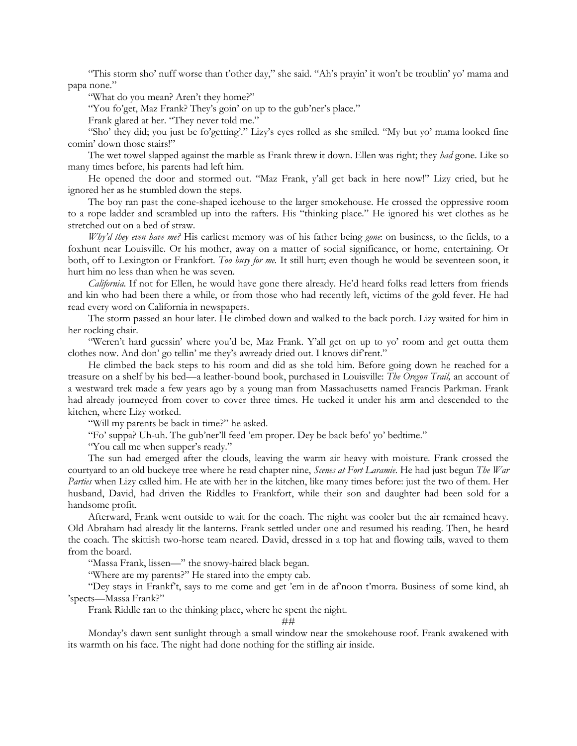"This storm sho' nuff worse than t'other day," she said. "Ah's prayin' it won't be troublin' yo' mama and papa none."

"What do you mean? Aren't they home?"

"You fo'get, Maz Frank? They's goin' on up to the gub'ner's place."

Frank glared at her. "They never told me."

"Sho' they did; you just be fo'getting'." Lizy's eyes rolled as she smiled. "My but yo' mama looked fine comin' down those stairs!"

The wet towel slapped against the marble as Frank threw it down. Ellen was right; they *had* gone. Like so many times before, his parents had left him.

He opened the door and stormed out. "Maz Frank, y'all get back in here now!" Lizy cried, but he ignored her as he stumbled down the steps.

The boy ran past the cone-shaped icehouse to the larger smokehouse. He crossed the oppressive room to a rope ladder and scrambled up into the rafters. His "thinking place." He ignored his wet clothes as he stretched out on a bed of straw.

*Why'd they even have me?* His earliest memory was of his father being *gone*: on business, to the fields, to a foxhunt near Louisville. Or his mother, away on a matter of social significance, or home, entertaining. Or both, off to Lexington or Frankfort. *Too busy for me.* It still hurt; even though he would be seventeen soon, it hurt him no less than when he was seven.

*California.* If not for Ellen, he would have gone there already. He'd heard folks read letters from friends and kin who had been there a while, or from those who had recently left, victims of the gold fever. He had read every word on California in newspapers.

The storm passed an hour later. He climbed down and walked to the back porch. Lizy waited for him in her rocking chair.

"Weren't hard guessin' where you'd be, Maz Frank. Y'all get on up to yo' room and get outta them clothes now. And don' go tellin' me they's awready dried out. I knows dif'rent."

He climbed the back steps to his room and did as she told him. Before going down he reached for a treasure on a shelf by his bed—a leather-bound book, purchased in Louisville: *The Oregon Trail,* an account of a westward trek made a few years ago by a young man from Massachusetts named Francis Parkman. Frank had already journeyed from cover to cover three times. He tucked it under his arm and descended to the kitchen, where Lizy worked.

"Will my parents be back in time?" he asked.

"Fo' suppa? Uh-uh. The gub'ner'll feed 'em proper. Dey be back befo' yo' bedtime."

"You call me when supper's ready."

The sun had emerged after the clouds, leaving the warm air heavy with moisture. Frank crossed the courtyard to an old buckeye tree where he read chapter nine, *Scenes at Fort Laramie*. He had just begun *The War Parties* when Lizy called him. He ate with her in the kitchen, like many times before: just the two of them. Her husband, David, had driven the Riddles to Frankfort, while their son and daughter had been sold for a handsome profit.

Afterward, Frank went outside to wait for the coach. The night was cooler but the air remained heavy. Old Abraham had already lit the lanterns. Frank settled under one and resumed his reading. Then, he heard the coach. The skittish two-horse team neared. David, dressed in a top hat and flowing tails, waved to them from the board.

"Massa Frank, lissen—" the snowy-haired black began.

"Where are my parents?" He stared into the empty cab.

"Dey stays in Frankf't, says to me come and get 'em in de af'noon t'morra. Business of some kind, ah 'spects—Massa Frank?"

Frank Riddle ran to the thinking place, where he spent the night.

##

Monday's dawn sent sunlight through a small window near the smokehouse roof. Frank awakened with its warmth on his face. The night had done nothing for the stifling air inside.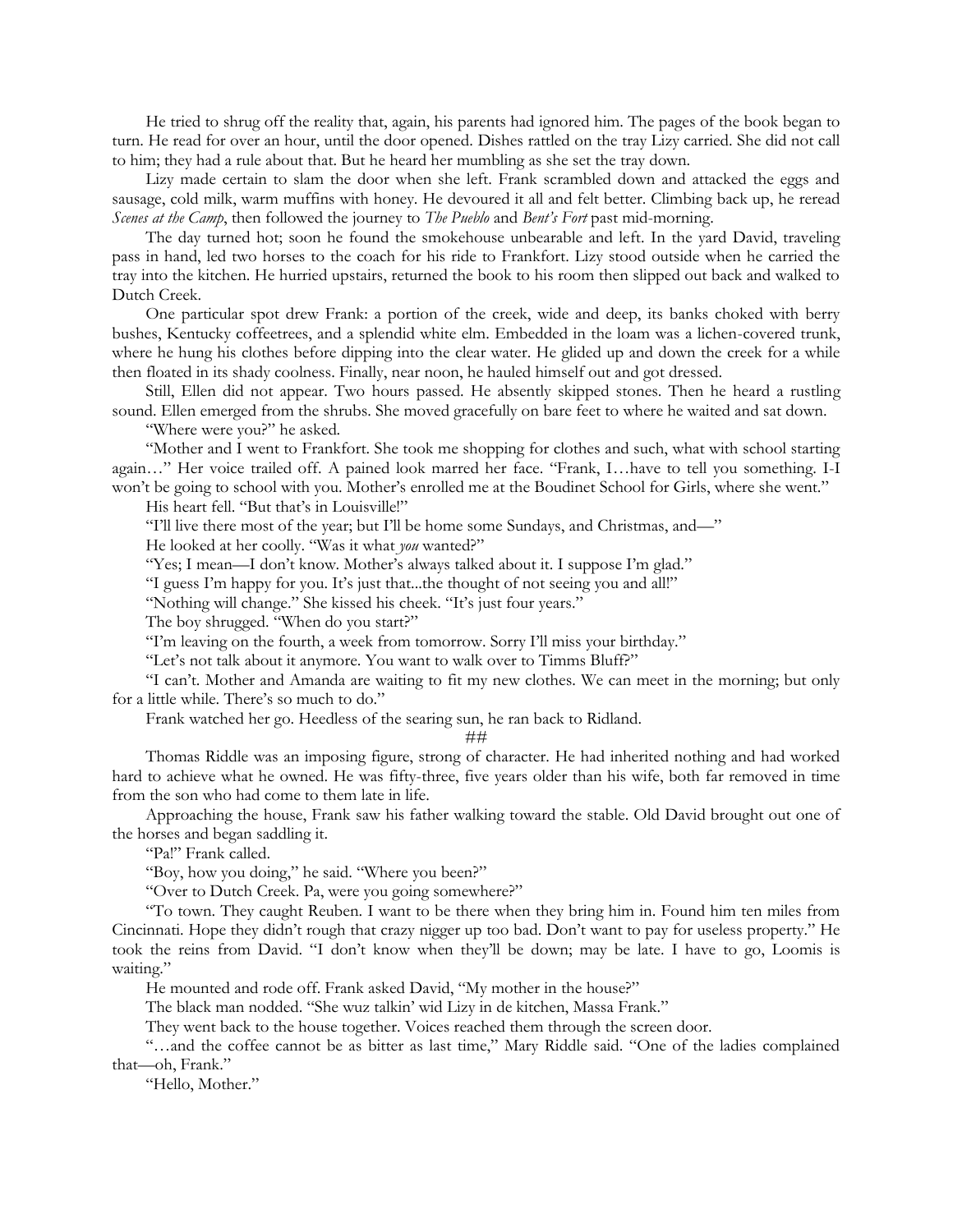He tried to shrug off the reality that, again, his parents had ignored him. The pages of the book began to turn. He read for over an hour, until the door opened. Dishes rattled on the tray Lizy carried. She did not call to him; they had a rule about that. But he heard her mumbling as she set the tray down.

Lizy made certain to slam the door when she left. Frank scrambled down and attacked the eggs and sausage, cold milk, warm muffins with honey. He devoured it all and felt better. Climbing back up, he reread *Scenes at the Camp*, then followed the journey to *The Pueblo* and *Bent's Fort* past mid-morning.

The day turned hot; soon he found the smokehouse unbearable and left. In the yard David, traveling pass in hand, led two horses to the coach for his ride to Frankfort. Lizy stood outside when he carried the tray into the kitchen. He hurried upstairs, returned the book to his room then slipped out back and walked to Dutch Creek.

One particular spot drew Frank: a portion of the creek, wide and deep, its banks choked with berry bushes, Kentucky coffeetrees, and a splendid white elm. Embedded in the loam was a lichen-covered trunk, where he hung his clothes before dipping into the clear water. He glided up and down the creek for a while then floated in its shady coolness. Finally, near noon, he hauled himself out and got dressed.

Still, Ellen did not appear. Two hours passed. He absently skipped stones. Then he heard a rustling sound. Ellen emerged from the shrubs. She moved gracefully on bare feet to where he waited and sat down.

"Where were you?" he asked.

"Mother and I went to Frankfort. She took me shopping for clothes and such, what with school starting again…" Her voice trailed off. A pained look marred her face. "Frank, I…have to tell you something. I-I won't be going to school with you. Mother's enrolled me at the Boudinet School for Girls, where she went."

His heart fell. "But that's in Louisville!"

"I'll live there most of the year; but I'll be home some Sundays, and Christmas, and—"

He looked at her coolly. "Was it what *you* wanted?"

"Yes; I mean—I don't know. Mother's always talked about it. I suppose I'm glad."

"I guess I'm happy for you. It's just that...the thought of not seeing you and all!"

"Nothing will change." She kissed his cheek. "It's just four years."

The boy shrugged. "When do you start?"

"I'm leaving on the fourth, a week from tomorrow. Sorry I'll miss your birthday."

"Let's not talk about it anymore. You want to walk over to Timms Bluff?"

"I can't. Mother and Amanda are waiting to fit my new clothes. We can meet in the morning; but only for a little while. There's so much to do."

Frank watched her go. Heedless of the searing sun, he ran back to Ridland.

##

Thomas Riddle was an imposing figure, strong of character. He had inherited nothing and had worked hard to achieve what he owned. He was fifty-three, five years older than his wife, both far removed in time from the son who had come to them late in life.

Approaching the house, Frank saw his father walking toward the stable. Old David brought out one of the horses and began saddling it.

"Pa!" Frank called.

"Boy, how you doing," he said. "Where you been?"

"Over to Dutch Creek. Pa, were you going somewhere?"

"To town. They caught Reuben. I want to be there when they bring him in. Found him ten miles from Cincinnati. Hope they didn't rough that crazy nigger up too bad. Don't want to pay for useless property." He took the reins from David. "I don't know when they'll be down; may be late. I have to go, Loomis is waiting."

He mounted and rode off. Frank asked David, "My mother in the house?"

The black man nodded. "She wuz talkin' wid Lizy in de kitchen, Massa Frank."

They went back to the house together. Voices reached them through the screen door.

"…and the coffee cannot be as bitter as last time," Mary Riddle said. "One of the ladies complained that—oh, Frank."

"Hello, Mother."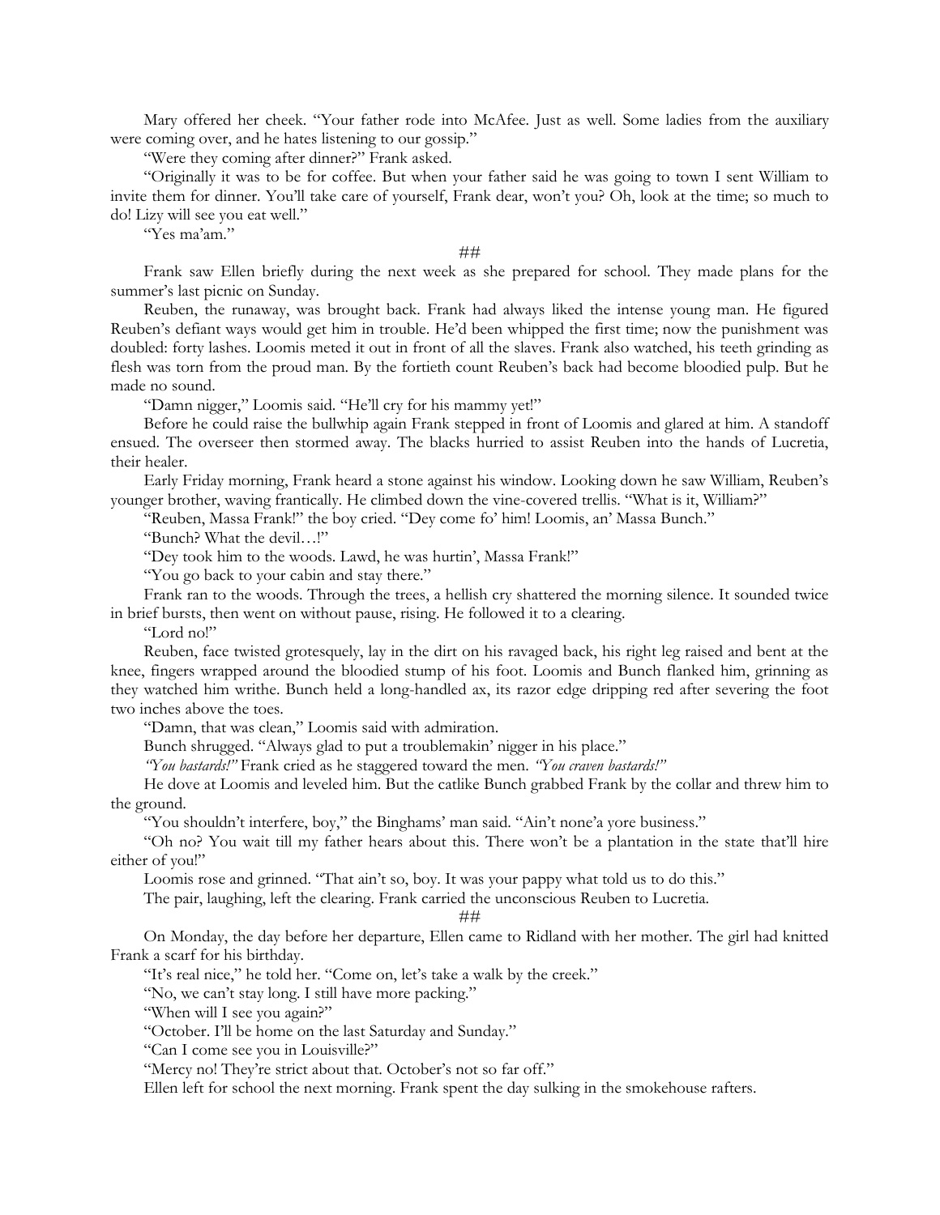Mary offered her cheek. "Your father rode into McAfee. Just as well. Some ladies from the auxiliary were coming over, and he hates listening to our gossip."

"Were they coming after dinner?" Frank asked.

"Originally it was to be for coffee. But when your father said he was going to town I sent William to invite them for dinner. You'll take care of yourself, Frank dear, won't you? Oh, look at the time; so much to do! Lizy will see you eat well."

"Yes ma'am."

##

Frank saw Ellen briefly during the next week as she prepared for school. They made plans for the summer's last picnic on Sunday.

Reuben, the runaway, was brought back. Frank had always liked the intense young man. He figured Reuben's defiant ways would get him in trouble. He'd been whipped the first time; now the punishment was doubled: forty lashes. Loomis meted it out in front of all the slaves. Frank also watched, his teeth grinding as flesh was torn from the proud man. By the fortieth count Reuben's back had become bloodied pulp. But he made no sound.

"Damn nigger," Loomis said. "He'll cry for his mammy yet!"

Before he could raise the bullwhip again Frank stepped in front of Loomis and glared at him. A standoff ensued. The overseer then stormed away. The blacks hurried to assist Reuben into the hands of Lucretia, their healer.

Early Friday morning, Frank heard a stone against his window. Looking down he saw William, Reuben's younger brother, waving frantically. He climbed down the vine-covered trellis. "What is it, William?"

"Reuben, Massa Frank!" the boy cried. "Dey come fo' him! Loomis, an' Massa Bunch."

"Bunch? What the devil…!"

"Dey took him to the woods. Lawd, he was hurtin', Massa Frank!"

"You go back to your cabin and stay there."

Frank ran to the woods. Through the trees, a hellish cry shattered the morning silence. It sounded twice in brief bursts, then went on without pause, rising. He followed it to a clearing.

"Lord no!"

Reuben, face twisted grotesquely, lay in the dirt on his ravaged back, his right leg raised and bent at the knee, fingers wrapped around the bloodied stump of his foot. Loomis and Bunch flanked him, grinning as they watched him writhe. Bunch held a long-handled ax, its razor edge dripping red after severing the foot two inches above the toes.

"Damn, that was clean," Loomis said with admiration.

Bunch shrugged. "Always glad to put a troublemakin' nigger in his place."

*"You bastards!"* Frank cried as he staggered toward the men. *"You craven bastards!"*

He dove at Loomis and leveled him. But the catlike Bunch grabbed Frank by the collar and threw him to the ground.

"You shouldn't interfere, boy," the Binghams' man said. "Ain't none'a yore business."

"Oh no? You wait till my father hears about this. There won't be a plantation in the state that'll hire either of you!"

Loomis rose and grinned. "That ain't so, boy. It was your pappy what told us to do this."

The pair, laughing, left the clearing. Frank carried the unconscious Reuben to Lucretia.

##

On Monday, the day before her departure, Ellen came to Ridland with her mother. The girl had knitted Frank a scarf for his birthday.

"It's real nice," he told her. "Come on, let's take a walk by the creek."

"No, we can't stay long. I still have more packing."

"When will I see you again?"

"October. I'll be home on the last Saturday and Sunday."

"Can I come see you in Louisville?"

"Mercy no! They're strict about that. October's not so far off."

Ellen left for school the next morning. Frank spent the day sulking in the smokehouse rafters.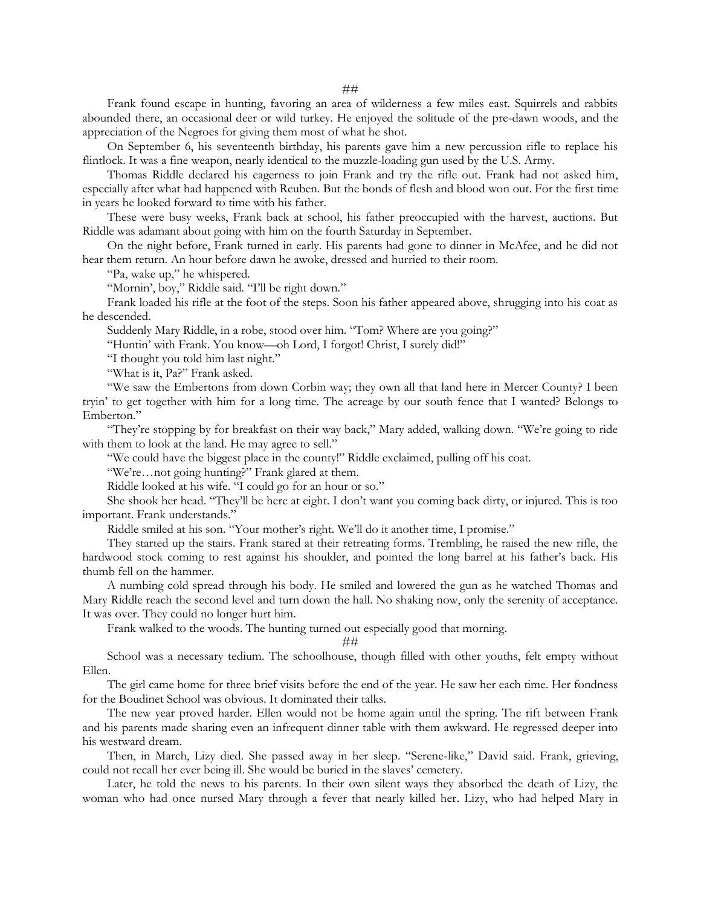##

Frank found escape in hunting, favoring an area of wilderness a few miles east. Squirrels and rabbits abounded there, an occasional deer or wild turkey. He enjoyed the solitude of the pre-dawn woods, and the appreciation of the Negroes for giving them most of what he shot.

On September 6, his seventeenth birthday, his parents gave him a new percussion rifle to replace his flintlock. It was a fine weapon, nearly identical to the muzzle-loading gun used by the U.S. Army.

Thomas Riddle declared his eagerness to join Frank and try the rifle out. Frank had not asked him, especially after what had happened with Reuben. But the bonds of flesh and blood won out. For the first time in years he looked forward to time with his father.

These were busy weeks, Frank back at school, his father preoccupied with the harvest, auctions. But Riddle was adamant about going with him on the fourth Saturday in September.

On the night before, Frank turned in early. His parents had gone to dinner in McAfee, and he did not hear them return. An hour before dawn he awoke, dressed and hurried to their room.

"Pa, wake up," he whispered.

"Mornin', boy," Riddle said. "I'll be right down."

Frank loaded his rifle at the foot of the steps. Soon his father appeared above, shrugging into his coat as he descended.

Suddenly Mary Riddle, in a robe, stood over him. "Tom? Where are you going?"

"Huntin' with Frank. You know—oh Lord, I forgot! Christ, I surely did!"

"I thought you told him last night."

"What is it, Pa?" Frank asked.

"We saw the Embertons from down Corbin way; they own all that land here in Mercer County? I been tryin' to get together with him for a long time. The acreage by our south fence that I wanted? Belongs to Emberton."

"They're stopping by for breakfast on their way back," Mary added, walking down. "We're going to ride with them to look at the land. He may agree to sell."

"We could have the biggest place in the county!" Riddle exclaimed, pulling off his coat.

"We're…not going hunting?" Frank glared at them.

Riddle looked at his wife. "I could go for an hour or so."

She shook her head. "They'll be here at eight. I don't want you coming back dirty, or injured. This is too important. Frank understands."

Riddle smiled at his son. "Your mother's right. We'll do it another time, I promise."

They started up the stairs. Frank stared at their retreating forms. Trembling, he raised the new rifle, the hardwood stock coming to rest against his shoulder, and pointed the long barrel at his father's back. His thumb fell on the hammer.

A numbing cold spread through his body. He smiled and lowered the gun as he watched Thomas and Mary Riddle reach the second level and turn down the hall. No shaking now, only the serenity of acceptance. It was over. They could no longer hurt him.

Frank walked to the woods. The hunting turned out especially good that morning.

##

School was a necessary tedium. The schoolhouse, though filled with other youths, felt empty without Ellen.

The girl came home for three brief visits before the end of the year. He saw her each time. Her fondness for the Boudinet School was obvious. It dominated their talks.

The new year proved harder. Ellen would not be home again until the spring. The rift between Frank and his parents made sharing even an infrequent dinner table with them awkward. He regressed deeper into his westward dream.

Then, in March, Lizy died. She passed away in her sleep. "Serene-like," David said. Frank, grieving, could not recall her ever being ill. She would be buried in the slaves' cemetery.

Later, he told the news to his parents. In their own silent ways they absorbed the death of Lizy, the woman who had once nursed Mary through a fever that nearly killed her. Lizy, who had helped Mary in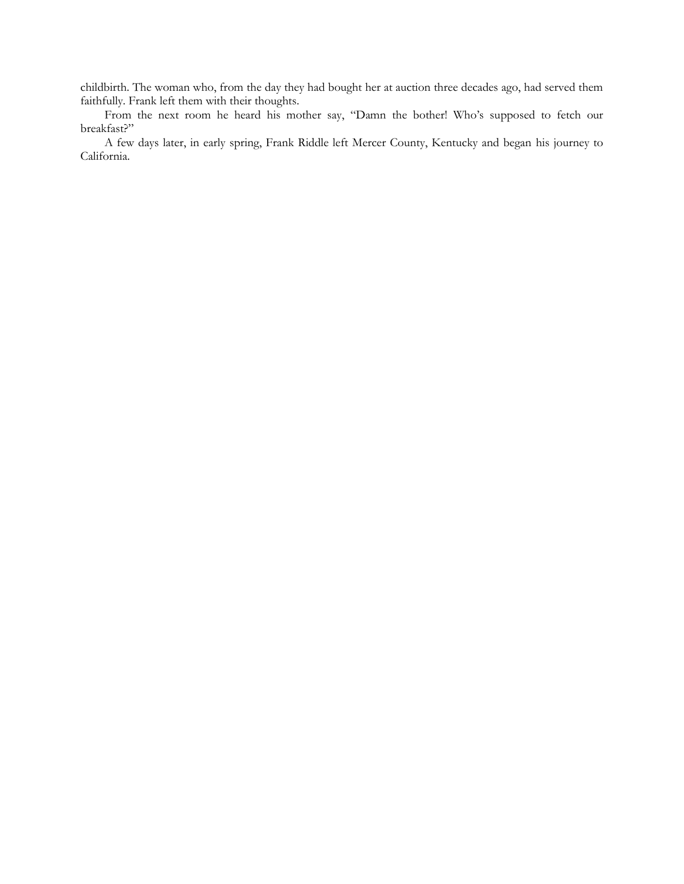childbirth. The woman who, from the day they had bought her at auction three decades ago, had served them faithfully. Frank left them with their thoughts.

From the next room he heard his mother say, "Damn the bother! Who's supposed to fetch our breakfast?"

A few days later, in early spring, Frank Riddle left Mercer County, Kentucky and began his journey to California.